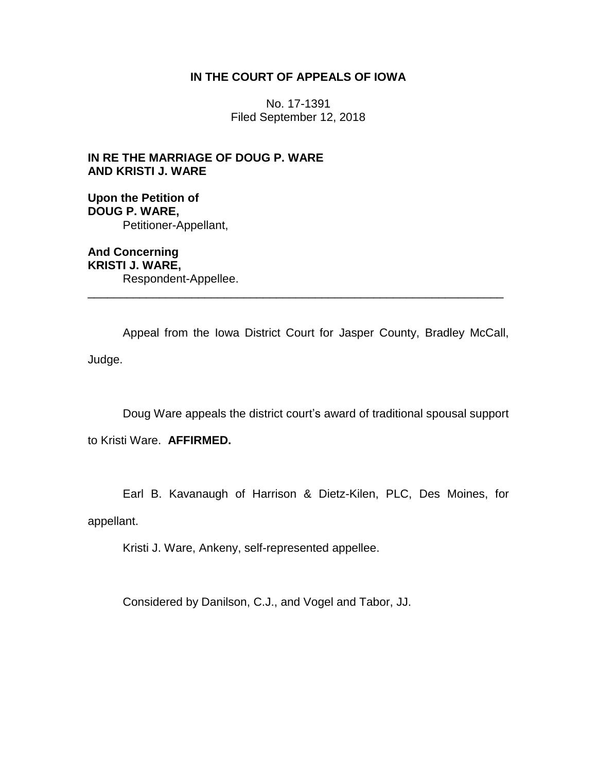# IN THE COURT OF APPEALS OF IOWA

No. 17-1391
Filed September 12, 2018

**IN RE THE MARRIAGE OF DOUG P. WARE AND KRISTI J. WARE**

**Upon the Petition of**
**DOUG P. WARE,**
Petitioner-Appellant,

**And Concerning**
**KRISTI J. WARE,**
Respondent-Appellee.

---

Appeal from the Iowa District Court for Jasper County, Bradley McCall, Judge.

Doug Ware appeals the district court's award of traditional spousal support to Kristi Ware. **AFFIRMED.**

Earl B. Kavanaugh of Harrison & Dietz-Kilen, PLC, Des Moines, for appellant.

Kristi J. Ware, Ankeny, self-represented appellee.

Considered by Danilson, C.J., and Vogel and Tabor, JJ.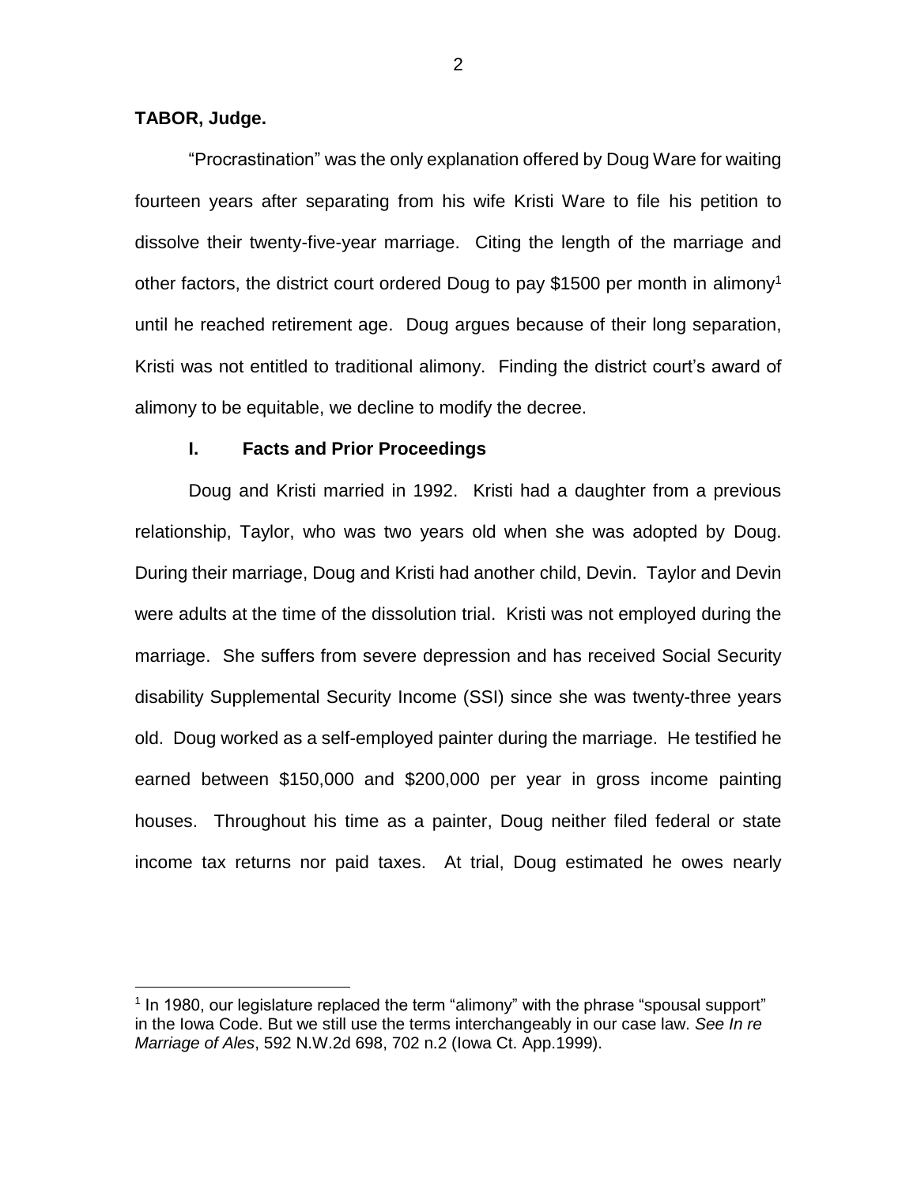**TABOR, Judge.**

"Procrastination" was the only explanation offered by Doug Ware for waiting fourteen years after separating from his wife Kristi Ware to file his petition to dissolve their twenty-five-year marriage. Citing the length of the marriage and other factors, the district court ordered Doug to pay $1500 per month in alimony[1] until he reached retirement age. Doug argues because of their long separation, Kristi was not entitled to traditional alimony. Finding the district court's award of alimony to be equitable, we decline to modify the decree.

## I. Facts and Prior Proceedings

Doug and Kristi married in 1992. Kristi had a daughter from a previous relationship, Taylor, who was two years old when she was adopted by Doug. During their marriage, Doug and Kristi had another child, Devin. Taylor and Devin were adults at the time of the dissolution trial. Kristi was not employed during the marriage. She suffers from severe depression and has received Social Security disability Supplemental Security Income (SSI) since she was twenty-three years old. Doug worked as a self-employed painter during the marriage. He testified he earned between $150,000 and $200,000 per year in gross income painting houses. Throughout his time as a painter, Doug neither filed federal or state income tax returns nor paid taxes. At trial, Doug estimated he owes nearly

[1] In 1980, our legislature replaced the term "alimony" with the phrase "spousal support" in the Iowa Code. But we still use the terms interchangeably in our case law. *See In re Marriage of Ales*, 592 N.W.2d 698, 702 n.2 (Iowa Ct. App.1999).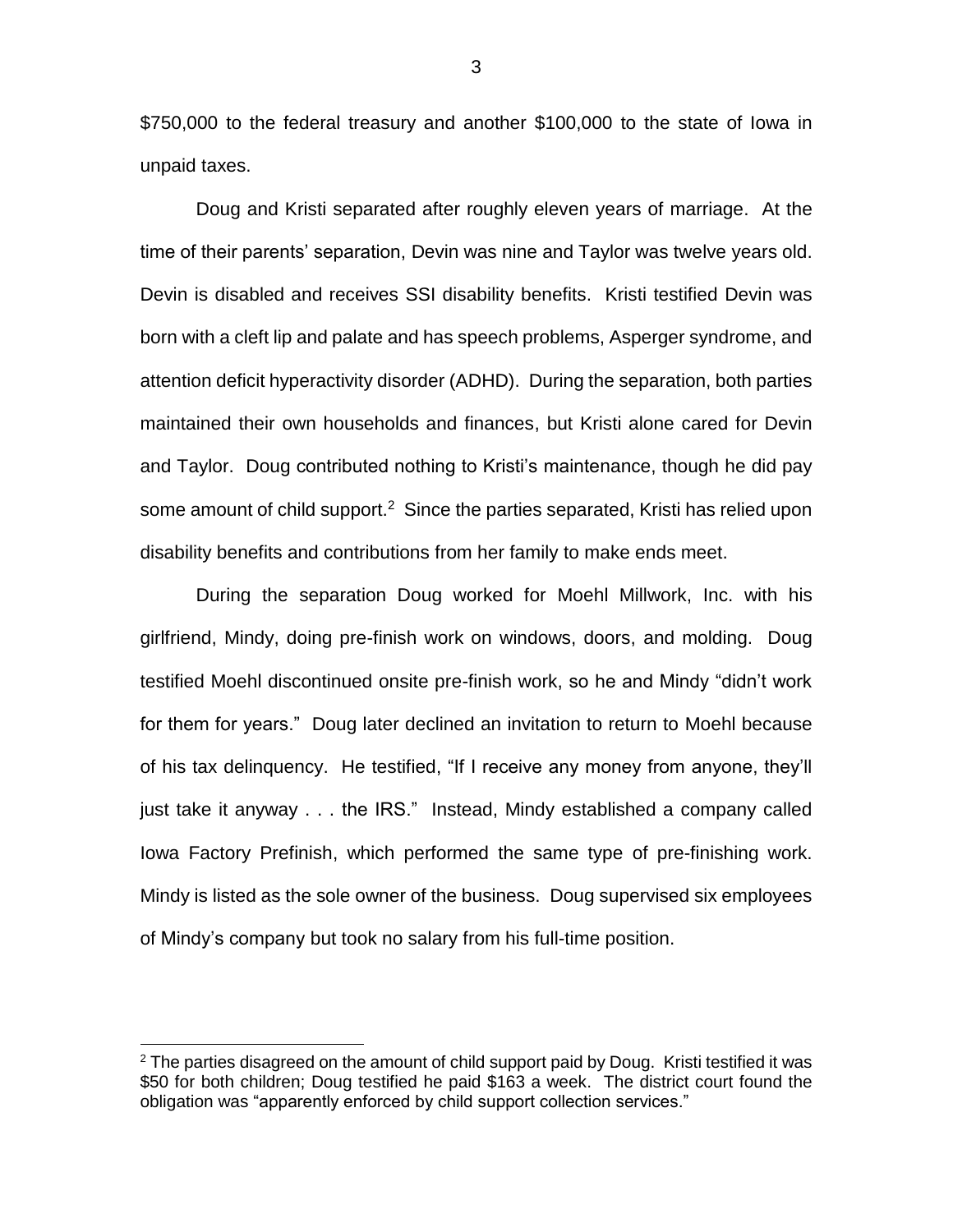$750,000 to the federal treasury and another $100,000 to the state of Iowa in unpaid taxes.

Doug and Kristi separated after roughly eleven years of marriage. At the time of their parents' separation, Devin was nine and Taylor was twelve years old. Devin is disabled and receives SSI disability benefits. Kristi testified Devin was born with a cleft lip and palate and has speech problems, Asperger syndrome, and attention deficit hyperactivity disorder (ADHD). During the separation, both parties maintained their own households and finances, but Kristi alone cared for Devin and Taylor. Doug contributed nothing to Kristi's maintenance, though he did pay some amount of child support.[2] Since the parties separated, Kristi has relied upon disability benefits and contributions from her family to make ends meet.

During the separation Doug worked for Moehl Millwork, Inc. with his girlfriend, Mindy, doing pre-finish work on windows, doors, and molding. Doug testified Moehl discontinued onsite pre-finish work, so he and Mindy "didn't work for them for years." Doug later declined an invitation to return to Moehl because of his tax delinquency. He testified, "If I receive any money from anyone, they'll just take it anyway . . . the IRS." Instead, Mindy established a company called Iowa Factory Prefinish, which performed the same type of pre-finishing work. Mindy is listed as the sole owner of the business. Doug supervised six employees of Mindy's company but took no salary from his full-time position.

[2] The parties disagreed on the amount of child support paid by Doug. Kristi testified it was $50 for both children; Doug testified he paid $163 a week. The district court found the obligation was "apparently enforced by child support collection services."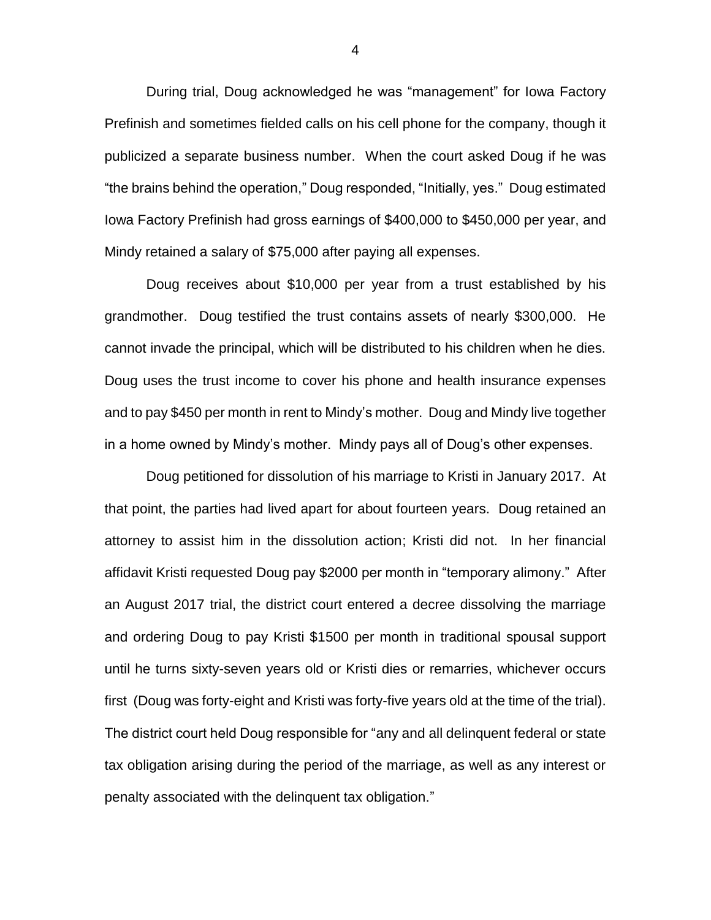During trial, Doug acknowledged he was "management" for Iowa Factory Prefinish and sometimes fielded calls on his cell phone for the company, though it publicized a separate business number. When the court asked Doug if he was "the brains behind the operation," Doug responded, "Initially, yes." Doug estimated Iowa Factory Prefinish had gross earnings of $400,000 to $450,000 per year, and Mindy retained a salary of $75,000 after paying all expenses.

Doug receives about $10,000 per year from a trust established by his grandmother. Doug testified the trust contains assets of nearly $300,000. He cannot invade the principal, which will be distributed to his children when he dies. Doug uses the trust income to cover his phone and health insurance expenses and to pay $450 per month in rent to Mindy's mother. Doug and Mindy live together in a home owned by Mindy's mother. Mindy pays all of Doug's other expenses.

Doug petitioned for dissolution of his marriage to Kristi in January 2017. At that point, the parties had lived apart for about fourteen years. Doug retained an attorney to assist him in the dissolution action; Kristi did not. In her financial affidavit Kristi requested Doug pay $2000 per month in "temporary alimony." After an August 2017 trial, the district court entered a decree dissolving the marriage and ordering Doug to pay Kristi $1500 per month in traditional spousal support until he turns sixty-seven years old or Kristi dies or remarries, whichever occurs first (Doug was forty-eight and Kristi was forty-five years old at the time of the trial). The district court held Doug responsible for "any and all delinquent federal or state tax obligation arising during the period of the marriage, as well as any interest or penalty associated with the delinquent tax obligation."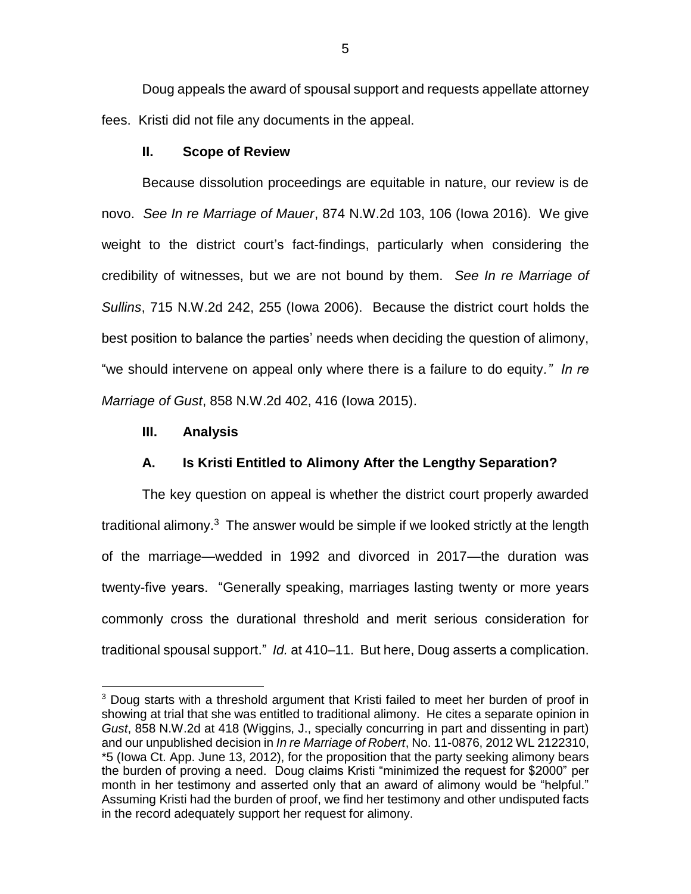Doug appeals the award of spousal support and requests appellate attorney fees. Kristi did not file any documents in the appeal.

## II. Scope of Review

Because dissolution proceedings are equitable in nature, our review is de novo. *See In re Marriage of Mauer*, 874 N.W.2d 103, 106 (Iowa 2016). We give weight to the district court's fact-findings, particularly when considering the credibility of witnesses, but we are not bound by them. *See In re Marriage of Sullins*, 715 N.W.2d 242, 255 (Iowa 2006). Because the district court holds the best position to balance the parties' needs when deciding the question of alimony, "we should intervene on appeal only where there is a failure to do equity." *In re Marriage of Gust*, 858 N.W.2d 402, 416 (Iowa 2015).

## III. Analysis

### A. Is Kristi Entitled to Alimony After the Lengthy Separation?

The key question on appeal is whether the district court properly awarded traditional alimony.[3] The answer would be simple if we looked strictly at the length of the marriage—wedded in 1992 and divorced in 2017—the duration was twenty-five years. "Generally speaking, marriages lasting twenty or more years commonly cross the durational threshold and merit serious consideration for traditional spousal support." *Id.* at 410–11. But here, Doug asserts a complication.

---

[3] Doug starts with a threshold argument that Kristi failed to meet her burden of proof in showing at trial that she was entitled to traditional alimony. He cites a separate opinion in *Gust*, 858 N.W.2d at 418 (Wiggins, J., specially concurring in part and dissenting in part) and our unpublished decision in *In re Marriage of Robert*, No. 11-0876, 2012 WL 2122310, *5 (Iowa Ct. App. June 13, 2012), for the proposition that the party seeking alimony bears the burden of proving a need. Doug claims Kristi "minimized the request for $2000" per month in her testimony and asserted only that an award of alimony would be "helpful." Assuming Kristi had the burden of proof, we find her testimony and other undisputed facts in the record adequately support her request for alimony.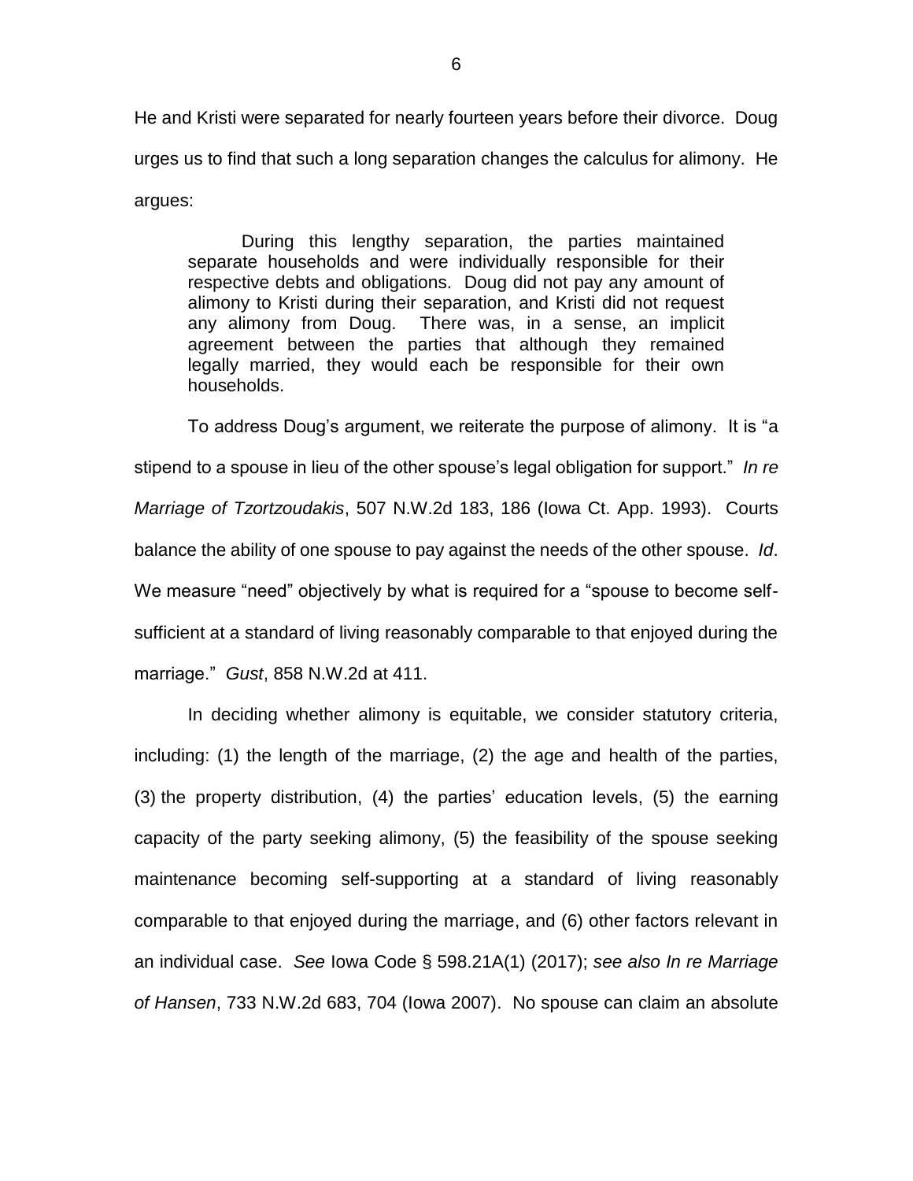He and Kristi were separated for nearly fourteen years before their divorce. Doug urges us to find that such a long separation changes the calculus for alimony. He argues:

> During this lengthy separation, the parties maintained separate households and were individually responsible for their respective debts and obligations. Doug did not pay any amount of alimony to Kristi during their separation, and Kristi did not request any alimony from Doug. There was, in a sense, an implicit agreement between the parties that although they remained legally married, they would each be responsible for their own households.

To address Doug's argument, we reiterate the purpose of alimony. It is "a stipend to a spouse in lieu of the other spouse's legal obligation for support." *In re Marriage of Tzortzoudakis*, 507 N.W.2d 183, 186 (Iowa Ct. App. 1993). Courts balance the ability of one spouse to pay against the needs of the other spouse. *Id*. We measure "need" objectively by what is required for a "spouse to become self-sufficient at a standard of living reasonably comparable to that enjoyed during the marriage." *Gust*, 858 N.W.2d at 411.

In deciding whether alimony is equitable, we consider statutory criteria, including: (1) the length of the marriage, (2) the age and health of the parties, (3) the property distribution, (4) the parties' education levels, (5) the earning capacity of the party seeking alimony, (5) the feasibility of the spouse seeking maintenance becoming self-supporting at a standard of living reasonably comparable to that enjoyed during the marriage, and (6) other factors relevant in an individual case. *See* Iowa Code § 598.21A(1) (2017); *see also In re Marriage of Hansen*, 733 N.W.2d 683, 704 (Iowa 2007). No spouse can claim an absolute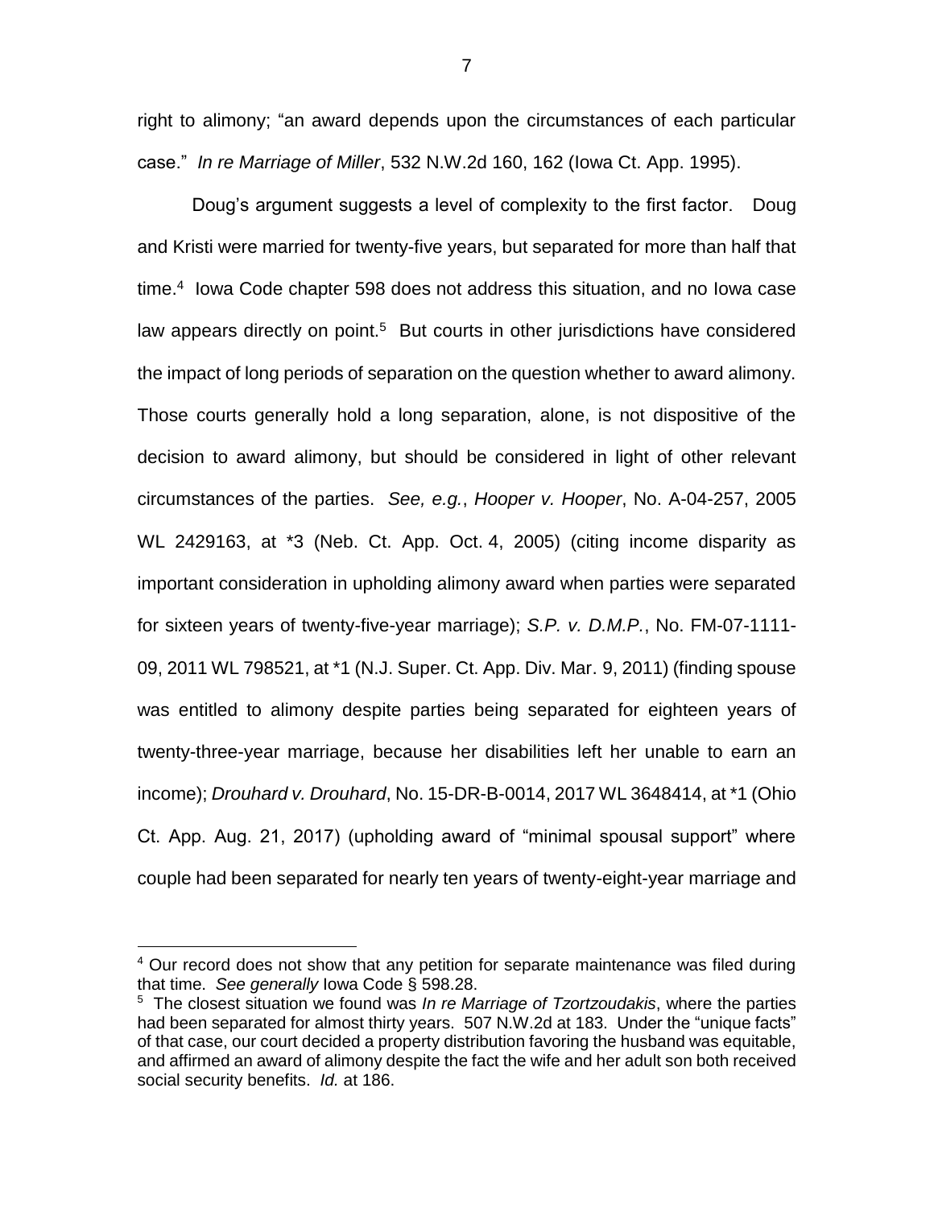right to alimony; "an award depends upon the circumstances of each particular case." *In re Marriage of Miller*, 532 N.W.2d 160, 162 (Iowa Ct. App. 1995).

Doug's argument suggests a level of complexity to the first factor. Doug and Kristi were married for twenty-five years, but separated for more than half that time.[4] Iowa Code chapter 598 does not address this situation, and no Iowa case law appears directly on point.[5] But courts in other jurisdictions have considered the impact of long periods of separation on the question whether to award alimony. Those courts generally hold a long separation, alone, is not dispositive of the decision to award alimony, but should be considered in light of other relevant circumstances of the parties. *See, e.g.*, *Hooper v. Hooper*, No. A-04-257, 2005 WL 2429163, at *3 (Neb. Ct. App. Oct. 4, 2005) (citing income disparity as important consideration in upholding alimony award when parties were separated for sixteen years of twenty-five-year marriage); *S.P. v. D.M.P.*, No. FM-07-1111-09, 2011 WL 798521, at *1 (N.J. Super. Ct. App. Div. Mar. 9, 2011) (finding spouse was entitled to alimony despite parties being separated for eighteen years of twenty-three-year marriage, because her disabilities left her unable to earn an income); *Drouhard v. Drouhard*, No. 15-DR-B-0014, 2017 WL 3648414, at *1 (Ohio Ct. App. Aug. 21, 2017) (upholding award of "minimal spousal support" where couple had been separated for nearly ten years of twenty-eight-year marriage and

---

[4] Our record does not show that any petition for separate maintenance was filed during that time. *See generally* Iowa Code § 598.28.

[5] The closest situation we found was *In re Marriage of Tzortzoudakis*, where the parties had been separated for almost thirty years. 507 N.W.2d at 183. Under the "unique facts" of that case, our court decided a property distribution favoring the husband was equitable, and affirmed an award of alimony despite the fact the wife and her adult son both received social security benefits. *Id.* at 186.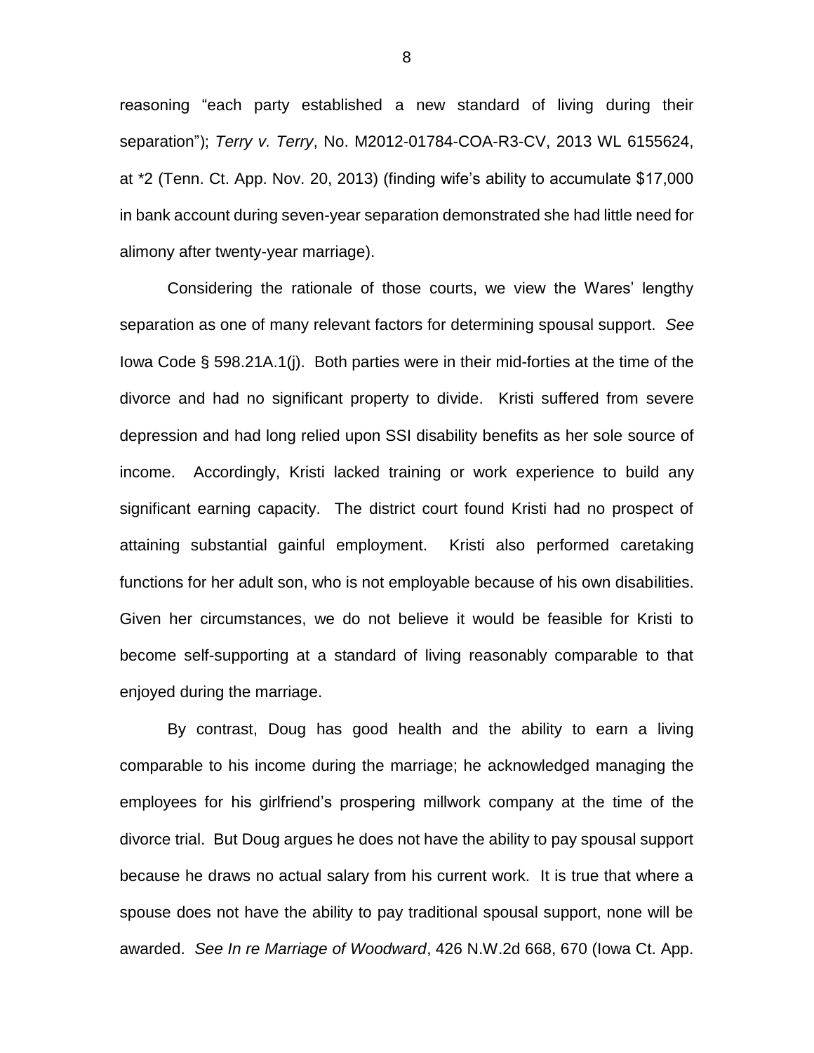reasoning "each party established a new standard of living during their separation"); *Terry v. Terry*, No. M2012-01784-COA-R3-CV, 2013 WL 6155624, at *2 (Tenn. Ct. App. Nov. 20, 2013) (finding wife's ability to accumulate $17,000 in bank account during seven-year separation demonstrated she had little need for alimony after twenty-year marriage).

Considering the rationale of those courts, we view the Wares' lengthy separation as one of many relevant factors for determining spousal support. *See* Iowa Code § 598.21A.1(j). Both parties were in their mid-forties at the time of the divorce and had no significant property to divide. Kristi suffered from severe depression and had long relied upon SSI disability benefits as her sole source of income. Accordingly, Kristi lacked training or work experience to build any significant earning capacity. The district court found Kristi had no prospect of attaining substantial gainful employment. Kristi also performed caretaking functions for her adult son, who is not employable because of his own disabilities. Given her circumstances, we do not believe it would be feasible for Kristi to become self-supporting at a standard of living reasonably comparable to that enjoyed during the marriage.

By contrast, Doug has good health and the ability to earn a living comparable to his income during the marriage; he acknowledged managing the employees for his girlfriend's prospering millwork company at the time of the divorce trial. But Doug argues he does not have the ability to pay spousal support because he draws no actual salary from his current work. It is true that where a spouse does not have the ability to pay traditional spousal support, none will be awarded. *See In re Marriage of Woodward*, 426 N.W.2d 668, 670 (Iowa Ct. App.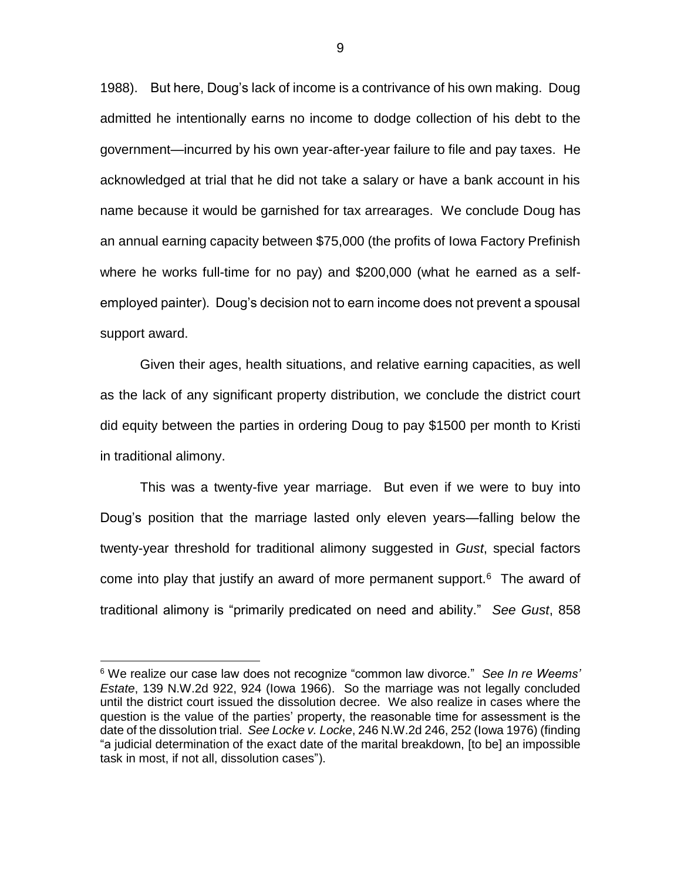1988). But here, Doug's lack of income is a contrivance of his own making. Doug admitted he intentionally earns no income to dodge collection of his debt to the government—incurred by his own year-after-year failure to file and pay taxes. He acknowledged at trial that he did not take a salary or have a bank account in his name because it would be garnished for tax arrearages. We conclude Doug has an annual earning capacity between $75,000 (the profits of Iowa Factory Prefinish where he works full-time for no pay) and $200,000 (what he earned as a self-employed painter). Doug's decision not to earn income does not prevent a spousal support award.

Given their ages, health situations, and relative earning capacities, as well as the lack of any significant property distribution, we conclude the district court did equity between the parties in ordering Doug to pay $1500 per month to Kristi in traditional alimony.

This was a twenty-five year marriage. But even if we were to buy into Doug's position that the marriage lasted only eleven years—falling below the twenty-year threshold for traditional alimony suggested in *Gust*, special factors come into play that justify an award of more permanent support.[6] The award of traditional alimony is "primarily predicated on need and ability." *See Gust*, 858

---

[6] We realize our case law does not recognize "common law divorce." *See In re Weems' Estate*, 139 N.W.2d 922, 924 (Iowa 1966). So the marriage was not legally concluded until the district court issued the dissolution decree. We also realize in cases where the question is the value of the parties' property, the reasonable time for assessment is the date of the dissolution trial. *See Locke v. Locke*, 246 N.W.2d 246, 252 (Iowa 1976) (finding "a judicial determination of the exact date of the marital breakdown, [to be] an impossible task in most, if not all, dissolution cases").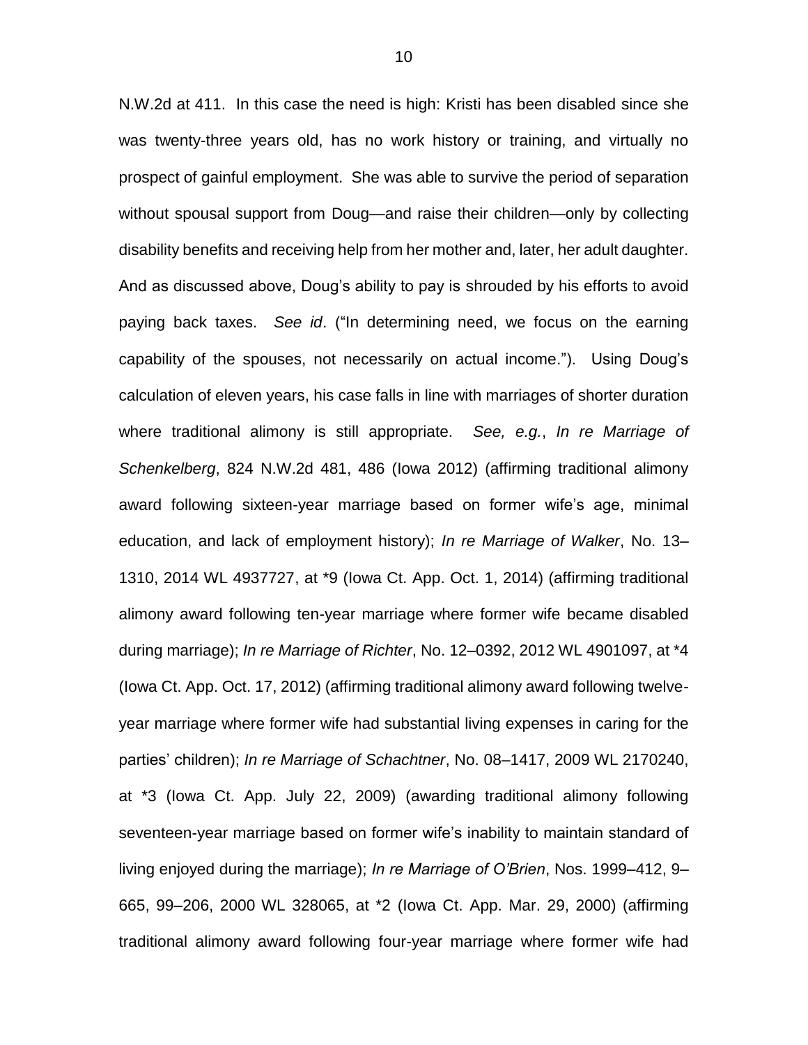N.W.2d at 411. In this case the need is high: Kristi has been disabled since she was twenty-three years old, has no work history or training, and virtually no prospect of gainful employment. She was able to survive the period of separation without spousal support from Doug—and raise their children—only by collecting disability benefits and receiving help from her mother and, later, her adult daughter. And as discussed above, Doug's ability to pay is shrouded by his efforts to avoid paying back taxes. *See id*. ("In determining need, we focus on the earning capability of the spouses, not necessarily on actual income."). Using Doug's calculation of eleven years, his case falls in line with marriages of shorter duration where traditional alimony is still appropriate. *See, e.g.*, *In re Marriage of Schenkelberg*, 824 N.W.2d 481, 486 (Iowa 2012) (affirming traditional alimony award following sixteen-year marriage based on former wife's age, minimal education, and lack of employment history); *In re Marriage of Walker*, No. 13–1310, 2014 WL 4937727, at *9 (Iowa Ct. App. Oct. 1, 2014) (affirming traditional alimony award following ten-year marriage where former wife became disabled during marriage); *In re Marriage of Richter*, No. 12–0392, 2012 WL 4901097, at *4 (Iowa Ct. App. Oct. 17, 2012) (affirming traditional alimony award following twelve-year marriage where former wife had substantial living expenses in caring for the parties' children); *In re Marriage of Schachtner*, No. 08–1417, 2009 WL 2170240, at *3 (Iowa Ct. App. July 22, 2009) (awarding traditional alimony following seventeen-year marriage based on former wife's inability to maintain standard of living enjoyed during the marriage); *In re Marriage of O'Brien*, Nos. 1999–412, 9–665, 99–206, 2000 WL 328065, at *2 (Iowa Ct. App. Mar. 29, 2000) (affirming traditional alimony award following four-year marriage where former wife had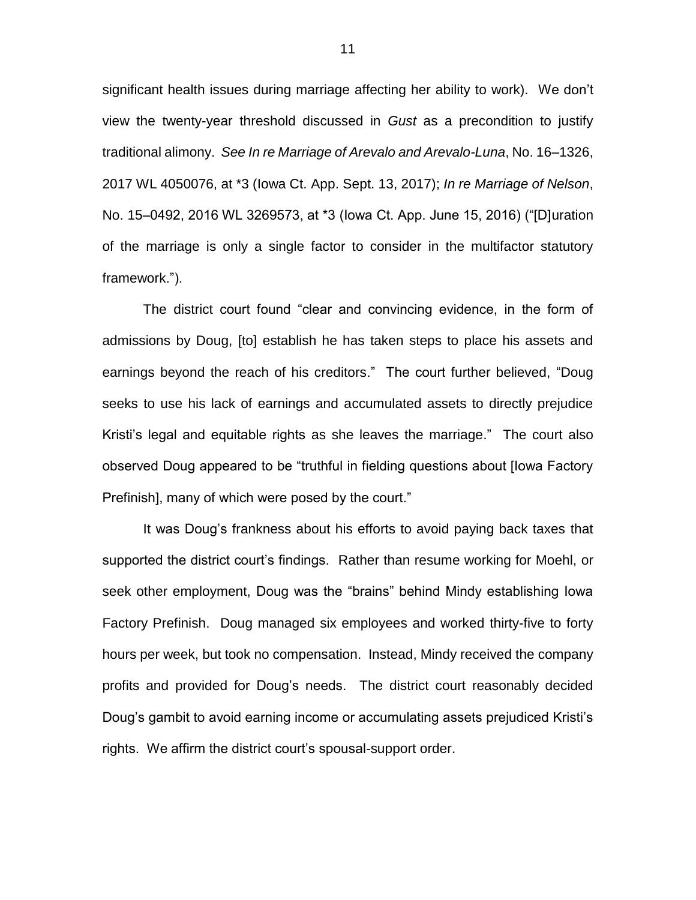significant health issues during marriage affecting her ability to work). We don't view the twenty-year threshold discussed in *Gust* as a precondition to justify traditional alimony. *See In re Marriage of Arevalo and Arevalo-Luna*, No. 16–1326, 2017 WL 4050076, at *3 (Iowa Ct. App. Sept. 13, 2017); *In re Marriage of Nelson*, No. 15–0492, 2016 WL 3269573, at *3 (Iowa Ct. App. June 15, 2016) ("[D]uration of the marriage is only a single factor to consider in the multifactor statutory framework.").

The district court found "clear and convincing evidence, in the form of admissions by Doug, [to] establish he has taken steps to place his assets and earnings beyond the reach of his creditors." The court further believed, "Doug seeks to use his lack of earnings and accumulated assets to directly prejudice Kristi's legal and equitable rights as she leaves the marriage." The court also observed Doug appeared to be "truthful in fielding questions about [Iowa Factory Prefinish], many of which were posed by the court."

It was Doug's frankness about his efforts to avoid paying back taxes that supported the district court's findings. Rather than resume working for Moehl, or seek other employment, Doug was the "brains" behind Mindy establishing Iowa Factory Prefinish. Doug managed six employees and worked thirty-five to forty hours per week, but took no compensation. Instead, Mindy received the company profits and provided for Doug's needs. The district court reasonably decided Doug's gambit to avoid earning income or accumulating assets prejudiced Kristi's rights. We affirm the district court's spousal-support order.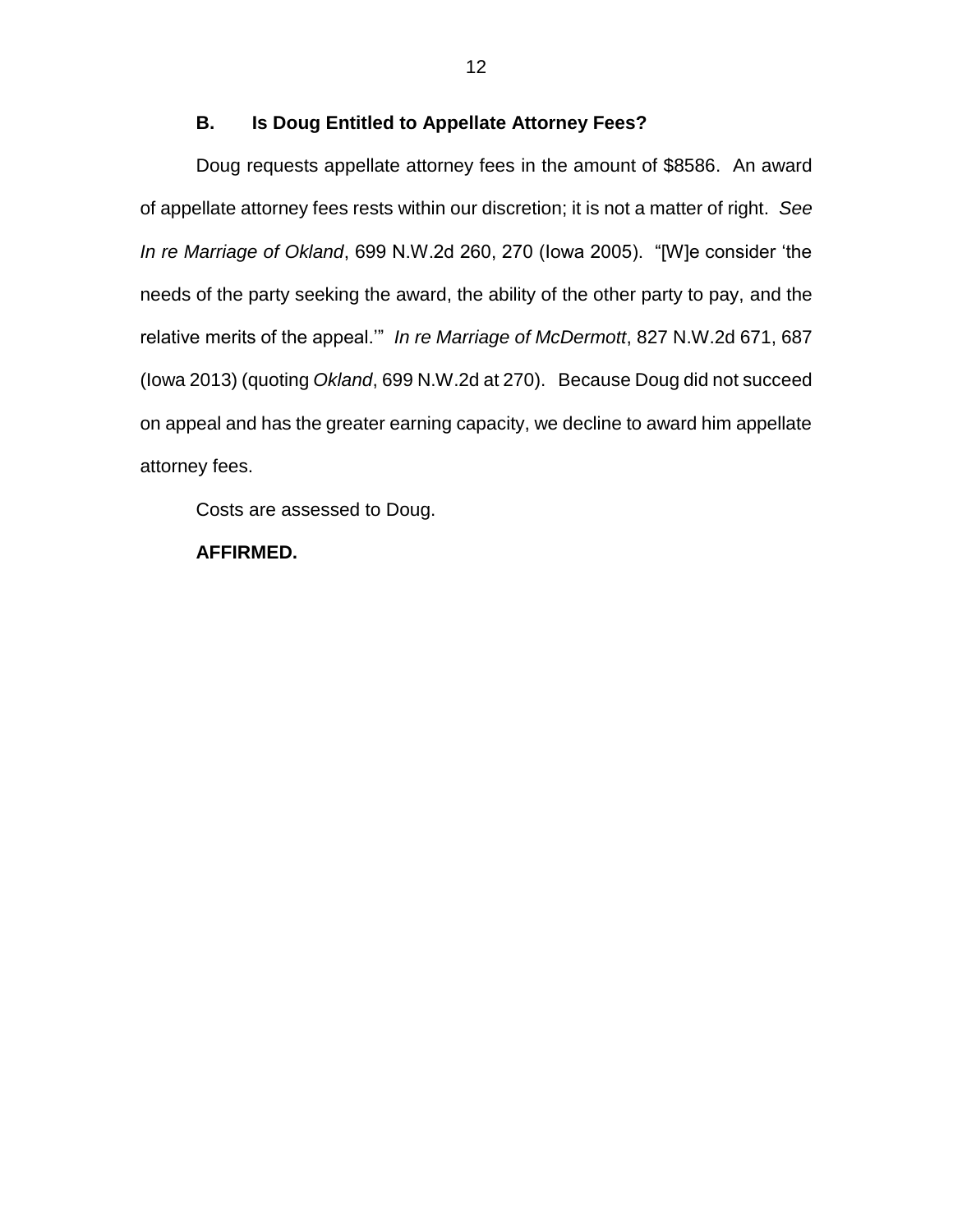### B. Is Doug Entitled to Appellate Attorney Fees?

Doug requests appellate attorney fees in the amount of $8586. An award of appellate attorney fees rests within our discretion; it is not a matter of right. *See In re Marriage of Okland*, 699 N.W.2d 260, 270 (Iowa 2005). "[W]e consider 'the needs of the party seeking the award, the ability of the other party to pay, and the relative merits of the appeal.'" *In re Marriage of McDermott*, 827 N.W.2d 671, 687 (Iowa 2013) (quoting *Okland*, 699 N.W.2d at 270). Because Doug did not succeed on appeal and has the greater earning capacity, we decline to award him appellate attorney fees.

Costs are assessed to Doug.

**AFFIRMED.**